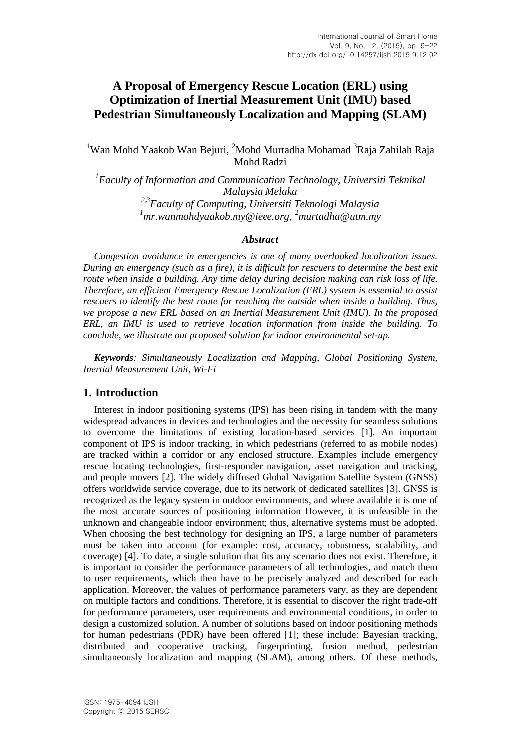# A Proposal of Emergency Rescue Location (ERL) using Optimization of Inertial Measurement Unit (IMU) based Pedestrian Simultaneously Localization and Mapping (SLAM)

[1]Wan Mohd Yaakob Wan Bejuri, [2]Mohd Murtadha Mohamad [3]Raja Zahilah Raja Mohd Radzi

*[1]Faculty of Information and Communication Technology, Universiti Teknikal Malaysia Melaka*
*[2,3]Faculty of Computing, Universiti Teknologi Malaysia*
*[1]mr.wanmohdyaakob.my@ieee.org, [2]murtadha@utm.my*

### *Abstract*

*Congestion avoidance in emergencies is one of many overlooked localization issues. During an emergency (such as a fire), it is difficult for rescuers to determine the best exit route when inside a building. Any time delay during decision making can risk loss of life. Therefore, an efficient Emergency Rescue Localization (ERL) system is essential to assist rescuers to identify the best route for reaching the outside when inside a building. Thus, we propose a new ERL based on an Inertial Measurement Unit (IMU). In the proposed ERL, an IMU is used to retrieve location information from inside the building. To conclude, we illustrate out proposed solution for indoor environmental set-up.*

***Keywords**: Simultaneously Localization and Mapping, Global Positioning System, Inertial Measurement Unit, Wi-Fi*

## 1. Introduction

Interest in indoor positioning systems (IPS) has been rising in tandem with the many widespread advances in devices and technologies and the necessity for seamless solutions to overcome the limitations of existing location-based services [1]. An important component of IPS is indoor tracking, in which pedestrians (referred to as mobile nodes) are tracked within a corridor or any enclosed structure. Examples include emergency rescue locating technologies, first-responder navigation, asset navigation and tracking, and people movers [2]. The widely diffused Global Navigation Satellite System (GNSS) offers worldwide service coverage, due to its network of dedicated satellites [3]. GNSS is recognized as the legacy system in outdoor environments, and where available it is one of the most accurate sources of positioning information However, it is unfeasible in the unknown and changeable indoor environment; thus, alternative systems must be adopted. When choosing the best technology for designing an IPS, a large number of parameters must be taken into account (for example: cost, accuracy, robustness, scalability, and coverage) [4]. To date, a single solution that fits any scenario does not exist. Therefore, it is important to consider the performance parameters of all technologies, and match them to user requirements, which then have to be precisely analyzed and described for each application. Moreover, the values of performance parameters vary, as they are dependent on multiple factors and conditions. Therefore, it is essential to discover the right trade-off for performance parameters, user requirements and environmental conditions, in order to design a customized solution. A number of solutions based on indoor positioning methods for human pedestrians (PDR) have been offered [1]; these include: Bayesian tracking, distributed and cooperative tracking, fingerprinting, fusion method, pedestrian simultaneously localization and mapping (SLAM), among others. Of these methods,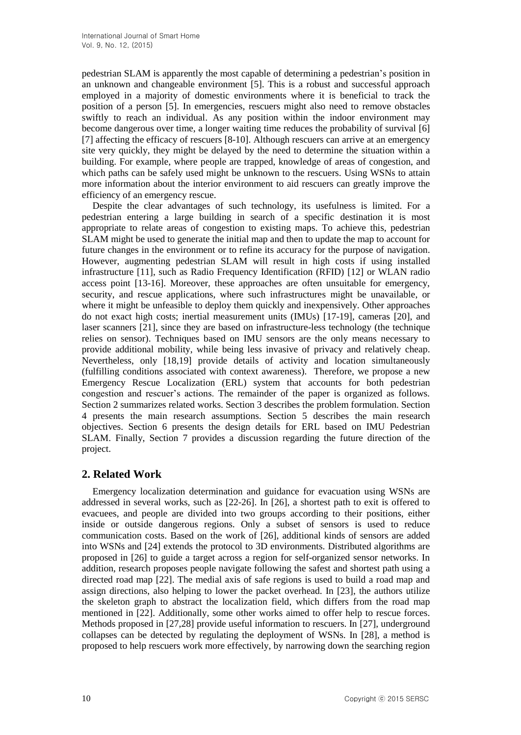pedestrian SLAM is apparently the most capable of determining a pedestrian's position in an unknown and changeable environment [5]. This is a robust and successful approach employed in a majority of domestic environments where it is beneficial to track the position of a person [5]. In emergencies, rescuers might also need to remove obstacles swiftly to reach an individual. As any position within the indoor environment may become dangerous over time, a longer waiting time reduces the probability of survival [6] [7] affecting the efficacy of rescuers [8-10]. Although rescuers can arrive at an emergency site very quickly, they might be delayed by the need to determine the situation within a building. For example, where people are trapped, knowledge of areas of congestion, and which paths can be safely used might be unknown to the rescuers. Using WSNs to attain more information about the interior environment to aid rescuers can greatly improve the efficiency of an emergency rescue.

Despite the clear advantages of such technology, its usefulness is limited. For a pedestrian entering a large building in search of a specific destination it is most appropriate to relate areas of congestion to existing maps. To achieve this, pedestrian SLAM might be used to generate the initial map and then to update the map to account for future changes in the environment or to refine its accuracy for the purpose of navigation. However, augmenting pedestrian SLAM will result in high costs if using installed infrastructure [11], such as Radio Frequency Identification (RFID) [12] or WLAN radio access point [13-16]. Moreover, these approaches are often unsuitable for emergency, security, and rescue applications, where such infrastructures might be unavailable, or where it might be unfeasible to deploy them quickly and inexpensively. Other approaches do not exact high costs; inertial measurement units (IMUs) [17-19], cameras [20], and laser scanners [21], since they are based on infrastructure-less technology (the technique relies on sensor). Techniques based on IMU sensors are the only means necessary to provide additional mobility, while being less invasive of privacy and relatively cheap. Nevertheless, only [18,19] provide details of activity and location simultaneously (fulfilling conditions associated with context awareness). Therefore, we propose a new Emergency Rescue Localization (ERL) system that accounts for both pedestrian congestion and rescuer's actions. The remainder of the paper is organized as follows. Section 2 summarizes related works. Section 3 describes the problem formulation. Section 4 presents the main research assumptions. Section 5 describes the main research objectives. Section 6 presents the design details for ERL based on IMU Pedestrian SLAM. Finally, Section 7 provides a discussion regarding the future direction of the project.

## 2. Related Work

Emergency localization determination and guidance for evacuation using WSNs are addressed in several works, such as [22-26]. In [26], a shortest path to exit is offered to evacuees, and people are divided into two groups according to their positions, either inside or outside dangerous regions. Only a subset of sensors is used to reduce communication costs. Based on the work of [26], additional kinds of sensors are added into WSNs and [24] extends the protocol to 3D environments. Distributed algorithms are proposed in [26] to guide a target across a region for self-organized sensor networks. In addition, research proposes people navigate following the safest and shortest path using a directed road map [22]. The medial axis of safe regions is used to build a road map and assign directions, also helping to lower the packet overhead. In [23], the authors utilize the skeleton graph to abstract the localization field, which differs from the road map mentioned in [22]. Additionally, some other works aimed to offer help to rescue forces. Methods proposed in [27,28] provide useful information to rescuers. In [27], underground collapses can be detected by regulating the deployment of WSNs. In [28], a method is proposed to help rescuers work more effectively, by narrowing down the searching region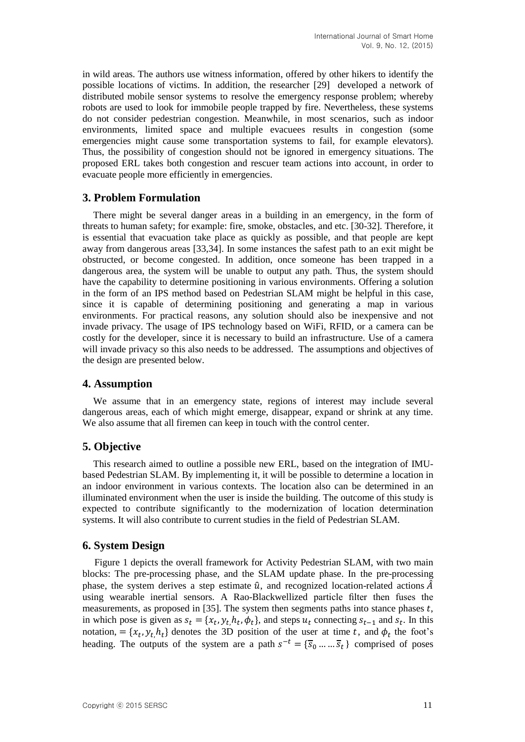in wild areas. The authors use witness information, offered by other hikers to identify the possible locations of victims. In addition, the researcher [29] developed a network of distributed mobile sensor systems to resolve the emergency response problem; whereby robots are used to look for immobile people trapped by fire. Nevertheless, these systems do not consider pedestrian congestion. Meanwhile, in most scenarios, such as indoor environments, limited space and multiple evacuees results in congestion (some emergencies might cause some transportation systems to fail, for example elevators). Thus, the possibility of congestion should not be ignored in emergency situations. The proposed ERL takes both congestion and rescuer team actions into account, in order to evacuate people more efficiently in emergencies.

## 3. Problem Formulation

There might be several danger areas in a building in an emergency, in the form of threats to human safety; for example: fire, smoke, obstacles, and etc. [30-32]. Therefore, it is essential that evacuation take place as quickly as possible, and that people are kept away from dangerous areas [33,34]. In some instances the safest path to an exit might be obstructed, or become congested. In addition, once someone has been trapped in a dangerous area, the system will be unable to output any path. Thus, the system should have the capability to determine positioning in various environments. Offering a solution in the form of an IPS method based on Pedestrian SLAM might be helpful in this case, since it is capable of determining positioning and generating a map in various environments. For practical reasons, any solution should also be inexpensive and not invade privacy. The usage of IPS technology based on WiFi, RFID, or a camera can be costly for the developer, since it is necessary to build an infrastructure. Use of a camera will invade privacy so this also needs to be addressed. The assumptions and objectives of the design are presented below.

## 4. Assumption

We assume that in an emergency state, regions of interest may include several dangerous areas, each of which might emerge, disappear, expand or shrink at any time. We also assume that all firemen can keep in touch with the control center.

## 5. Objective

This research aimed to outline a possible new ERL, based on the integration of IMU-based Pedestrian SLAM. By implementing it, it will be possible to determine a location in an indoor environment in various contexts. The location also can be determined in an illuminated environment when the user is inside the building. The outcome of this study is expected to contribute significantly to the modernization of location determination systems. It will also contribute to current studies in the field of Pedestrian SLAM.

## 6. System Design

Figure 1 depicts the overall framework for Activity Pedestrian SLAM, with two main blocks: The pre-processing phase, and the SLAM update phase. In the pre-processing phase, the system derives a step estimate $\hat{u}$, and recognized location-related actions $\hat{A}$ using wearable inertial sensors. A Rao-Blackwellized particle filter then fuses the measurements, as proposed in [35]. The system then segments paths into stance phases $t$, in which pose is given as $s_t = \{x_t, y_t, h_t, \phi_t\}$, and steps $u_t$ connecting $s_{t-1}$ and $s_t$. In this notation, $= \{x_t, y_t, h_t\}$ denotes the 3D position of the user at time $t$, and $\phi_t$ the foot's heading. The outputs of the system are a path $s^{-t} = \{\overline{s}_0 \ldots \ldots \overline{s}_t\}$ comprised of poses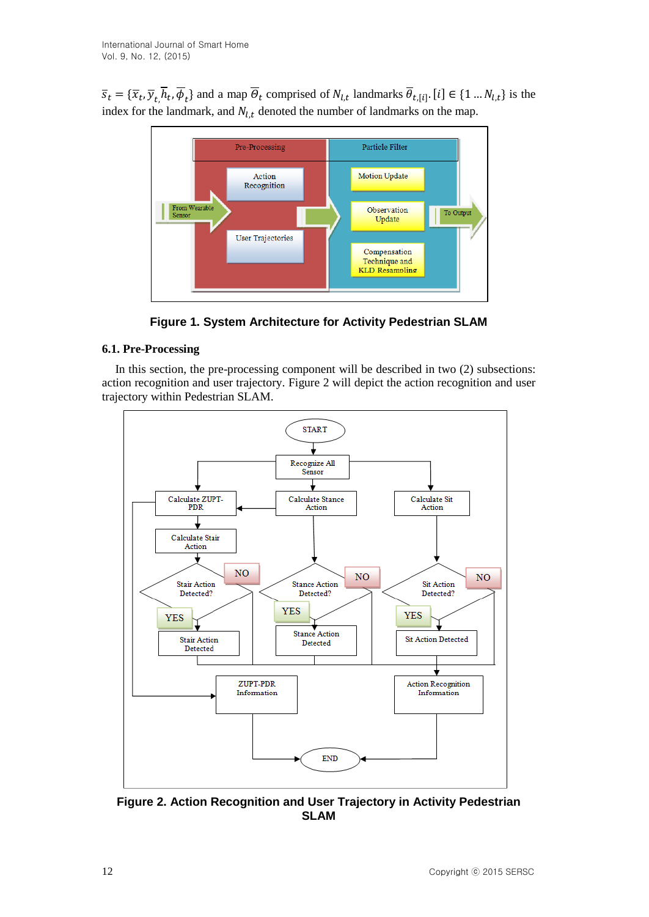$\bar{s}_t = \{\bar{x}_t, \bar{y}_t, \bar{h}_t, \bar{\phi}_t\}$ and a map $\bar{\Theta}_t$ comprised of $N_{l,t}$ landmarks $\bar{\theta}_{t,[i]}$. $[i] \in \{1 \ldots N_{l,t}\}$ is the index for the landmark, and $N_{l,t}$ denoted the number of landmarks on the map.

**Figure 1. System Architecture for Activity Pedestrian SLAM**

### 6.1. Pre-Processing

In this section, the pre-processing component will be described in two (2) subsections: action recognition and user trajectory. Figure 2 will depict the action recognition and user trajectory within Pedestrian SLAM.

**Figure 2. Action Recognition and User Trajectory in Activity Pedestrian SLAM**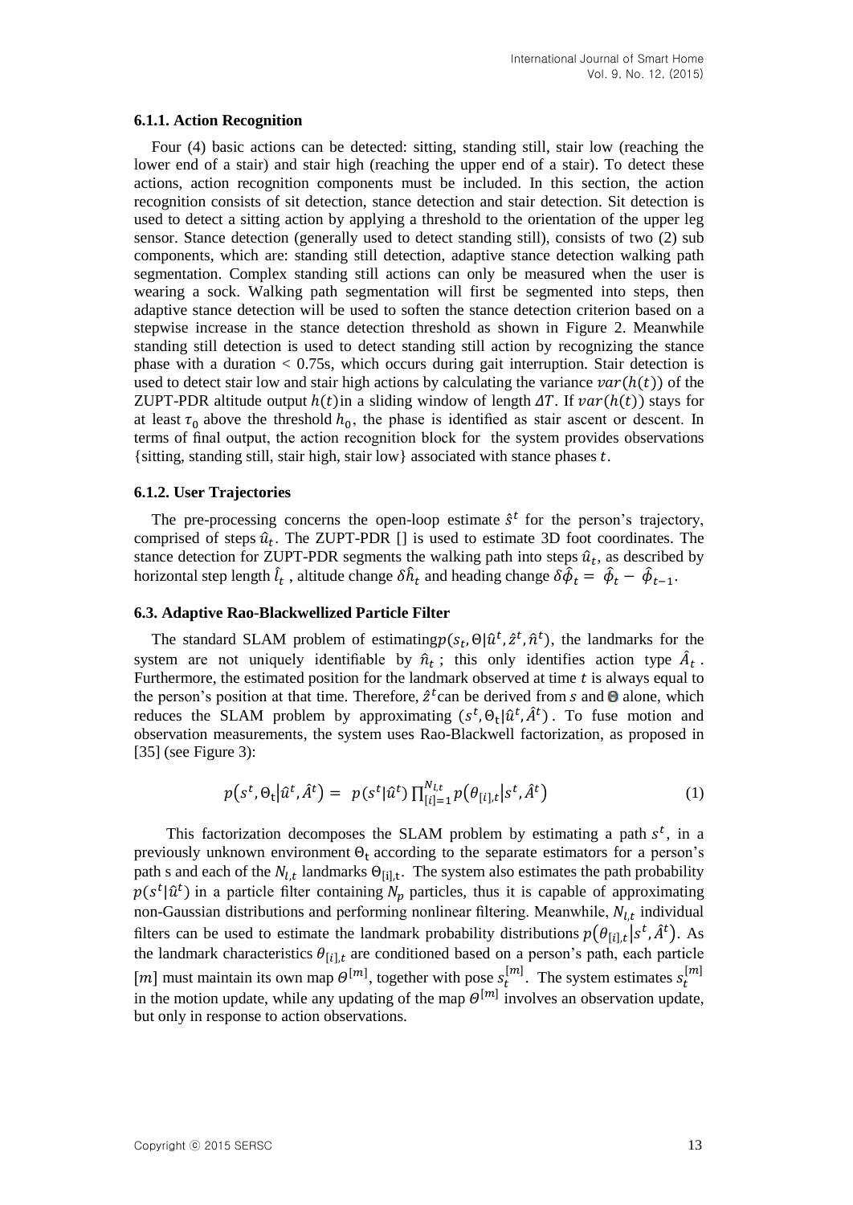### 6.1.1. Action Recognition

Four (4) basic actions can be detected: sitting, standing still, stair low (reaching the lower end of a stair) and stair high (reaching the upper end of a stair). To detect these actions, action recognition components must be included. In this section, the action recognition consists of sit detection, stance detection and stair detection. Sit detection is used to detect a sitting action by applying a threshold to the orientation of the upper leg sensor. Stance detection (generally used to detect standing still), consists of two (2) sub components, which are: standing still detection, adaptive stance detection walking path segmentation. Complex standing still actions can only be measured when the user is wearing a sock. Walking path segmentation will first be segmented into steps, then adaptive stance detection will be used to soften the stance detection criterion based on a stepwise increase in the stance detection threshold as shown in Figure 2. Meanwhile standing still detection is used to detect standing still action by recognizing the stance phase with a duration < 0.75s, which occurs during gait interruption. Stair detection is used to detect stair low and stair high actions by calculating the variance $var(h(t))$ of the ZUPT-PDR altitude output $h(t)$in a sliding window of length $\Delta T$. If $var(h(t))$ stays for at least $\tau_0$ above the threshold $h_0$, the phase is identified as stair ascent or descent. In terms of final output, the action recognition block for the system provides observations {sitting, standing still, stair high, stair low} associated with stance phases $t$.

### 6.1.2. User Trajectories

The pre-processing concerns the open-loop estimate $\hat{s}^t$ for the person's trajectory, comprised of steps $\hat{u}_t$. The ZUPT-PDR [] is used to estimate 3D foot coordinates. The stance detection for ZUPT-PDR segments the walking path into steps $\hat{u}_t$, as described by horizontal step length $\hat{l}_t$ , altitude change $\delta\hat{h}_t$ and heading change $\delta\hat{\phi}_t = \hat{\phi}_t - \hat{\phi}_{t-1}$.

### 6.3. Adaptive Rao-Blackwellized Particle Filter

The standard SLAM problem of estimating$p(s_t, \Theta|\hat{u}^t, \hat{z}^t, \hat{n}^t)$, the landmarks for the system are not uniquely identifiable by $\hat{n}_t$ ; this only identifies action type $\hat{A}_t$ . Furthermore, the estimated position for the landmark observed at time $t$ is always equal to the person's position at that time. Therefore, $\hat{z}^t$can be derived from $s$ and $\Theta$ alone, which reduces the SLAM problem by approximating $(s^t, \Theta_t|\hat{u}^t, \hat{A}^t)$ . To fuse motion and observation measurements, the system uses Rao-Blackwell factorization, as proposed in [35] (see Figure 3):

$$p(s^t, \Theta_t|\hat{u}^t, \hat{A}^t) = p(s^t|\hat{u}^t) \prod_{[i]=1}^{N_{l,t}} p(\theta_{[i],t}|s^t, \hat{A}^t) \quad (1)$$

This factorization decomposes the SLAM problem by estimating a path $s^t$, in a previously unknown environment $\Theta_t$ according to the separate estimators for a person's path s and each of the $N_{l,t}$ landmarks $\Theta_{[i],t}$. The system also estimates the path probability $p(s^t|\hat{u}^t)$ in a particle filter containing $N_p$ particles, thus it is capable of approximating non-Gaussian distributions and performing nonlinear filtering. Meanwhile, $N_{l,t}$ individual filters can be used to estimate the landmark probability distributions $p(\theta_{[i],t}|s^t, \hat{A}^t)$. As the landmark characteristics $\theta_{[i],t}$ are conditioned based on a person's path, each particle $[m]$ must maintain its own map $\Theta^{[m]}$, together with pose $s_t^{[m]}$. The system estimates $s_t^{[m]}$ in the motion update, while any updating of the map $\Theta^{[m]}$ involves an observation update, but only in response to action observations.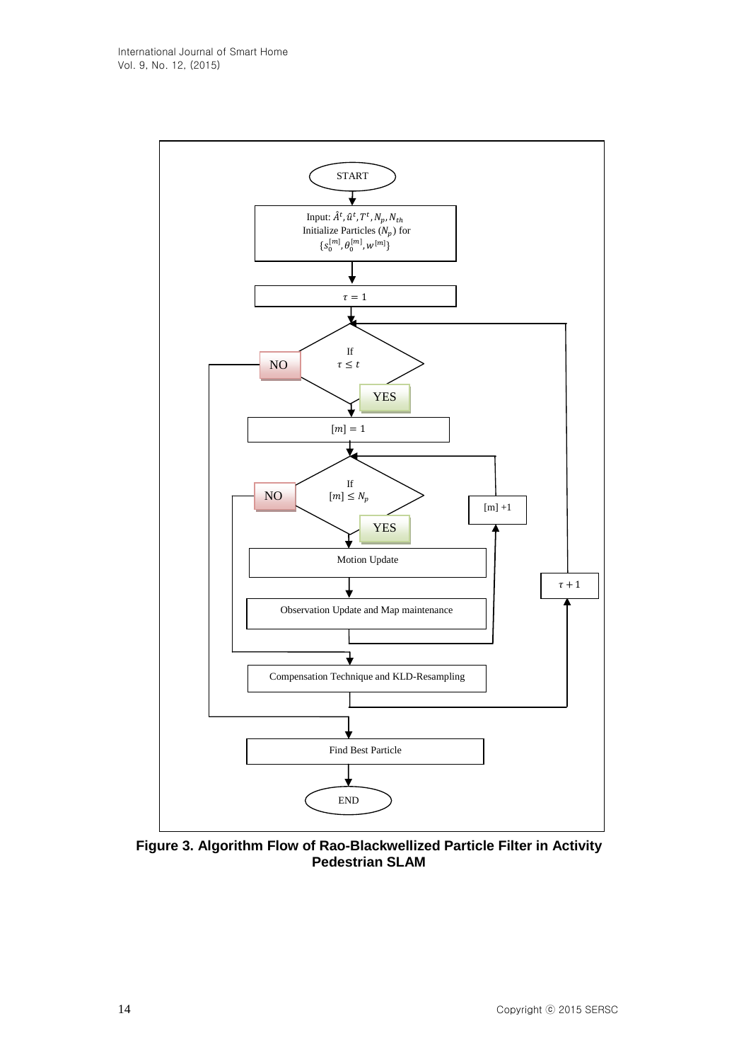START

Input: $\hat{A}^t, \hat{u}^t, T^t, N_p, N_{th}$
Initialize Particles ($N_p$) for
$\{s_0^{[m]}, \theta_0^{[m]}, w^{[m]}\}$

$\tau = 1$

If $\tau \leq t$

NO

YES

$[m] = 1$

If $[m] \leq N_p$

NO

YES

Motion Update

Observation Update and Map maintenance

[m] +1

$\tau + 1$

Compensation Technique and KLD-Resampling

Find Best Particle

END

**Figure 3. Algorithm Flow of Rao-Blackwellized Particle Filter in Activity Pedestrian SLAM**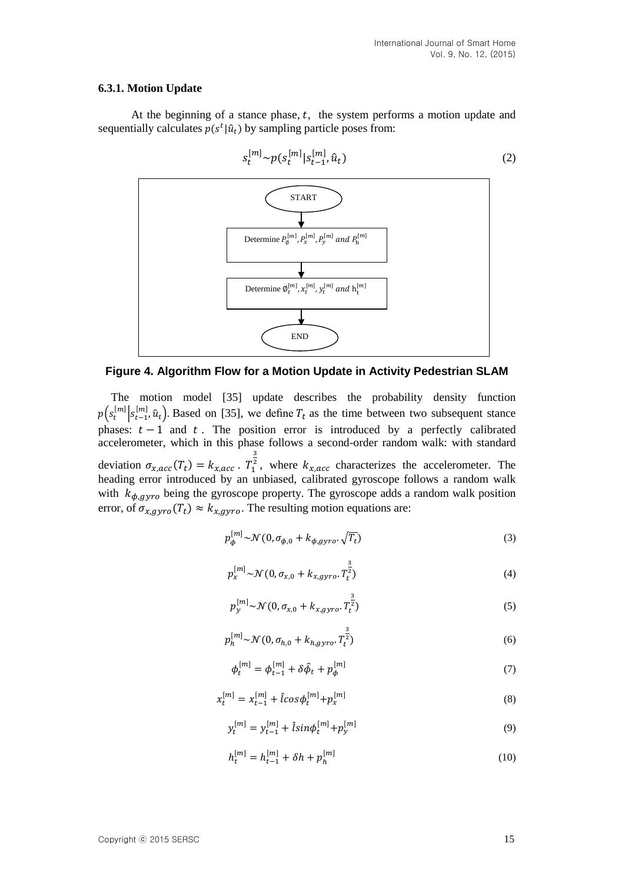### 6.3.1. Motion Update

At the beginning of a stance phase, $t$, the system performs a motion update and sequentially calculates $p(s^t|\hat{u}_t)$ by sampling particle poses from:

$$s_t^{[m]} \sim p(s_t^{[m]}|s_{t-1}^{[m]}, \hat{u}_t) \tag{2}$$

START

Determine $P_\emptyset^{[m]}, P_x^{[m]}, P_y^{[m]}$ and $P_h^{[m]}$

Determine $\emptyset_t^{[m]}, x_t^{[m]}, y_t^{[m]}$ and $h_t^{[m]}$

END

**Figure 4. Algorithm Flow for a Motion Update in Activity Pedestrian SLAM**

The motion model [35] update describes the probability density function $p\left(s_t^{[m]}\middle|s_{t-1}^{[m]}, \hat{u}_t\right)$. Based on [35], we define $T_t$ as the time between two subsequent stance phases: $t-1$ and $t$. The position error is introduced by a perfectly calibrated accelerometer, which in this phase follows a second-order random walk: with standard deviation $\sigma_{x,acc}(T_t) = k_{x,acc} \cdot T_1^{\frac{3}{2}}$, where $k_{x,acc}$ characterizes the accelerometer. The heading error introduced by an unbiased, calibrated gyroscope follows a random walk with $k_{\phi,gyro}$ being the gyroscope property. The gyroscope adds a random walk position error, of $\sigma_{x,gyro}(T_t) \approx k_{x,gyro}$. The resulting motion equations are:

$$p_\phi^{[m]} \sim \mathcal{N}(0, \sigma_{\phi,0} + k_{\phi,gyro} \cdot \sqrt{T_t}) \tag{3}$$

$$p_x^{[m]} \sim \mathcal{N}(0, \sigma_{x,0} + k_{x,gyro} \cdot T_t^{\frac{3}{2}}) \tag{4}$$

$$p_y^{[m]} \sim \mathcal{N}(0, \sigma_{x,0} + k_{x,gyro} \cdot T_t^{\frac{3}{2}}) \tag{5}$$

$$p_h^{[m]} \sim \mathcal{N}(0, \sigma_{h,0} + k_{h,gyro} \cdot T_t^{\frac{3}{2}}) \tag{6}$$

$$\phi_t^{[m]} = \phi_{t-1}^{[m]} + \delta\hat{\phi}_t + p_\phi^{[m]} \tag{7}$$

$$x_t^{[m]} = x_{t-1}^{[m]} + \hat{l}cos\phi_t^{[m]} + p_x^{[m]} \tag{8}$$

$$y_t^{[m]} = y_{t-1}^{[m]} + \hat{l}sin\phi_t^{[m]} + p_y^{[m]} \tag{9}$$

$$h_t^{[m]} = h_{t-1}^{[m]} + \delta h + p_h^{[m]} \tag{10}$$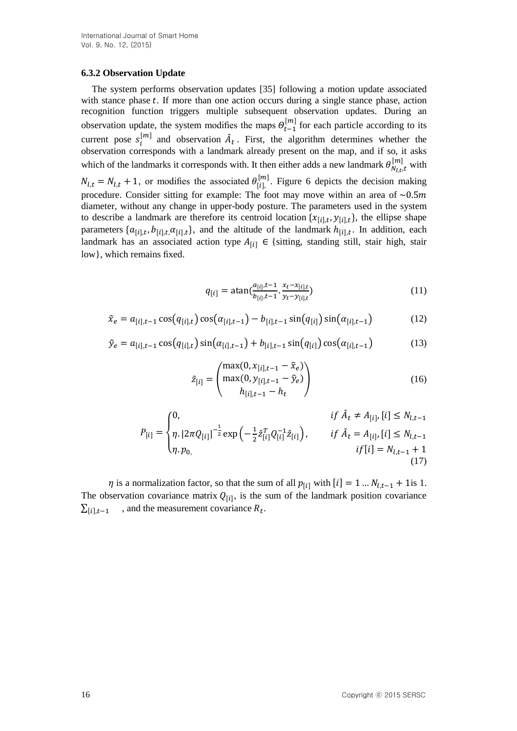### 6.3.2 Observation Update

The system performs observation updates [35] following a motion update associated with stance phase $t$. If more than one action occurs during a single stance phase, action recognition function triggers multiple subsequent observation updates. During an observation update, the system modifies the maps $\Theta_{t-1}^{[m]}$ for each particle according to its current pose $s_i^{[m]}$ and observation $\hat{A}_t$. First, the algorithm determines whether the observation corresponds with a landmark already present on the map, and if so, it asks which of the landmarks it corresponds with. It then either adds a new landmark $\theta_{N_{l,t},t}^{[m]}$ with $N_{l,t} = N_{l,t} + 1$, or modifies the associated $\theta_{[i],}^{[m]}$. Figure 6 depicts the decision making procedure. Consider sitting for example: The foot may move within an area of $\sim 0.5m$ diameter, without any change in upper-body posture. The parameters used in the system to describe a landmark are therefore its centroid location $\{x_{[i],t}, y_{[i],t}\}$, the ellipse shape parameters $\{a_{[i],t}, b_{[i],t,}\alpha_{[i],t}\}$, and the altitude of the landmark $h_{[i],t}$. In addition, each landmark has an associated action type $A_{[i]} \in$ {sitting, standing still, stair high, stair low}, which remains fixed.

$$q_{[i]} = \text{atan}\left(\frac{a_{[i]},t-1}{b_{[i]},t-1} \cdot \frac{x_t - x_{[i],t}}{y_t - y_{[i],t}}\right) \tag{11}$$

$$\tilde{x}_e = a_{[i],t-1}\cos\left(q_{[i],t}\right)\cos\left(\alpha_{[i],t-1}\right) - b_{[i],t-1}\sin\left(q_{[i]}\right)\sin\left(\alpha_{[i],t-1}\right) \tag{12}$$

$$\tilde{y}_e = a_{[i],t-1}\cos\left(q_{[i],t}\right)\sin\left(\alpha_{[i],t-1}\right) + b_{[i],t-1}\sin\left(q_{[i]}\right)\cos\left(\alpha_{[i],t-1}\right) \tag{13}$$

$$\tilde{z}_{[i]} = \begin{pmatrix} \max(0, x_{[i],t-1} - \tilde{x}_e) \\ \max(0, y_{[i],t-1} - \tilde{y}_e) \\ h_{[i],t-1} - h_t \end{pmatrix} \tag{16}$$

$$P_{[i]} = \begin{cases} 0, & if\ \hat{A}_t \neq A_{[i]}, [i] \leq N_{l,t-1} \\ \eta . \left|2\pi Q_{[i]}\right|^{-\frac{1}{2}} \exp\left(-\frac{1}{2}\hat{z}_{[i]}^T Q_{[i]}^{-1} \hat{z}_{[i]}\right), & if\ \hat{A}_t = A_{[i]}, [i] \leq N_{l,t-1} \\ \eta . p_{0,} & if [i] = N_{l,t-1} + 1 \end{cases} \tag{17}$$

$\eta$ is a normalization factor, so that the sum of all $p_{[i]}$ with $[i] = 1 \ldots N_{l,t-1} + 1$is 1. The observation covariance matrix $Q_{[i]}$, is the sum of the landmark position covariance $\sum_{[i],t-1}$ , and the measurement covariance $R_t$.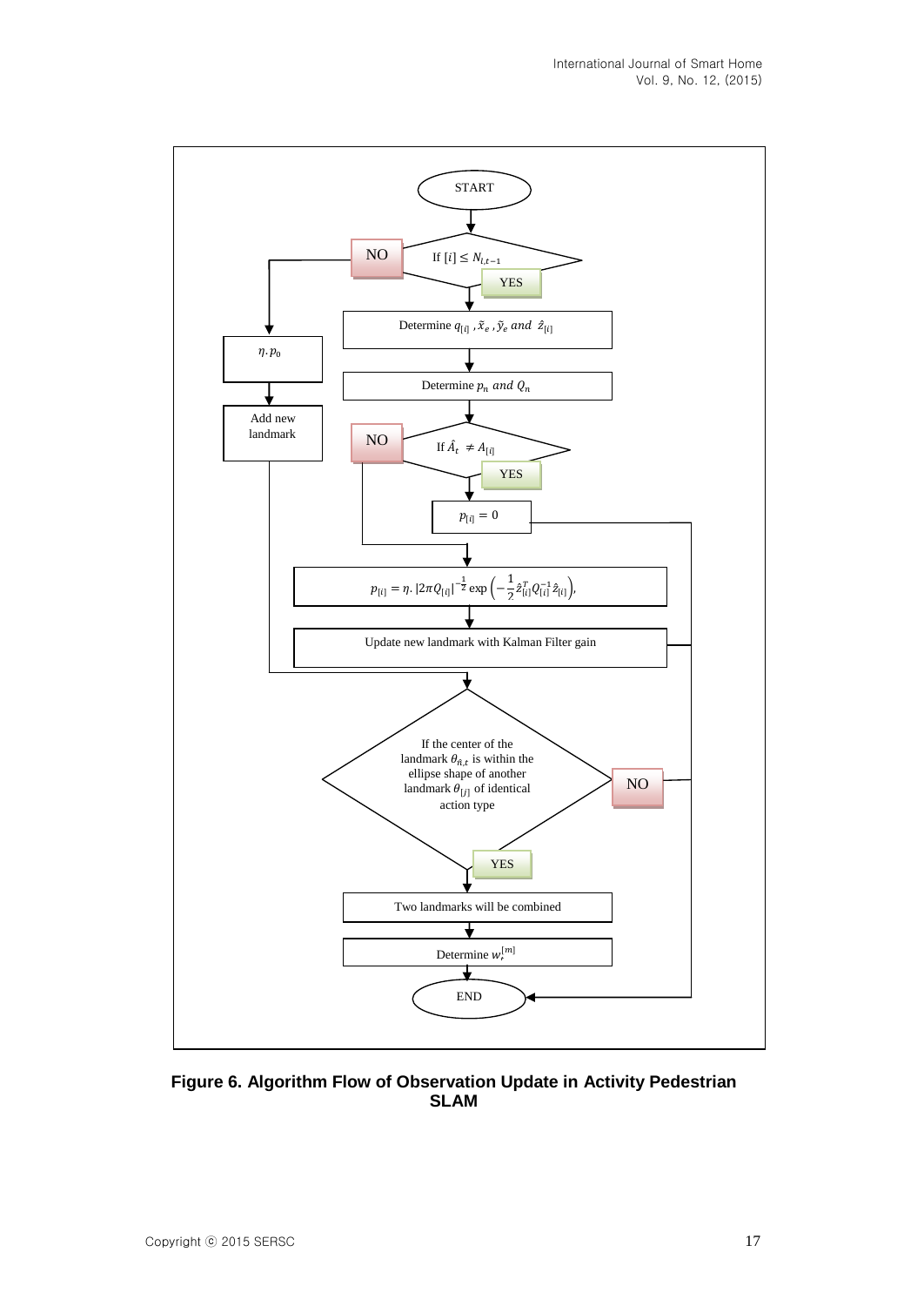START

If $[i] \leq N_{l,t-1}$

NO → $\eta . p_0$ → Add new landmark

YES → Determine $q_{[i]}$ , $\tilde{x}_e$ , $\tilde{y}_e$ and $\hat{z}_{[i]}$

Determine $p_n$ and $Q_n$

If $\hat{A}_t \neq A_{[i]}$

YES → $p_{[i]} = 0$

NO → $p_{[i]} = \eta . |2\pi Q_{[i]}|^{-\frac{1}{2}} \exp\left(-\frac{1}{2}\hat{z}_{[i]}^T Q_{[i]}^{-1} \hat{z}_{[i]}\right)$,

Update new landmark with Kalman Filter gain

If the center of the landmark $\theta_{\hat{n},t}$ is within the ellipse shape of another landmark $\theta_{[j]}$ of identical action type

YES → Two landmarks will be combined → Determine $w_t^{[m]}$

NO → END

END

**Figure 6. Algorithm Flow of Observation Update in Activity Pedestrian SLAM**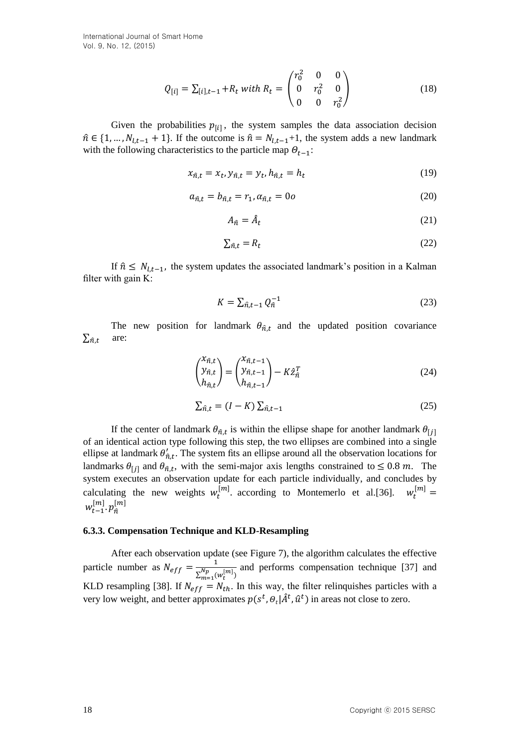$$Q_{[i]} = \sum_{[i],t-1} + R_t \text{ with } R_t = \begin{pmatrix} r_0^2 & 0 & 0 \\ 0 & r_0^2 & 0 \\ 0 & 0 & r_0^2 \end{pmatrix} \tag{18}$$

Given the probabilities $p_{[i]}$, the system samples the data association decision $\hat{n} \in \{1, \ldots, N_{l,t-1} + 1\}$. If the outcome is $\hat{n} = N_{l,t-1}$+1, the system adds a new landmark with the following characteristics to the particle map $\Theta_{t-1}$:

$$x_{\hat{n},t} = x_t, y_{\hat{n},t} = y_t, h_{\hat{n},t} = h_t \tag{19}$$

$$a_{\hat{n},t} = b_{\hat{n},t} = r_1, \alpha_{\hat{n},t} = 0o \tag{20}$$

$$A_{\hat{n}} = \hat{A}_t \tag{21}$$

$$\sum_{\hat{n},t} = R_t \tag{22}$$

If $\hat{n} \leq N_{l,t-1}$, the system updates the associated landmark's position in a Kalman filter with gain K:

$$K = \sum_{\hat{n},t-1} Q_{\hat{n}}^{-1} \tag{23}$$

The new position for landmark $\theta_{\hat{n},t}$ and the updated position covariance $\sum_{\hat{n},t}$ are:

$$\begin{pmatrix} x_{\hat{n},t} \\ y_{\hat{n},t} \\ h_{\hat{n},t} \end{pmatrix} = \begin{pmatrix} x_{\hat{n},t-1} \\ y_{\hat{n},t-1} \\ h_{\hat{n},t-1} \end{pmatrix} - K\hat{z}_{\hat{n}}^T \tag{24}$$

$$\sum_{\hat{n},t} = (I - K) \sum_{\hat{n},t-1} \tag{25}$$

If the center of landmark $\theta_{\hat{n},t}$ is within the ellipse shape for another landmark $\theta_{[j]}$ of an identical action type following this step, the two ellipses are combined into a single ellipse at landmark $\theta'_{\hat{n},t}$. The system fits an ellipse around all the observation locations for landmarks $\theta_{[j]}$ and $\theta_{\hat{n},t}$, with the semi-major axis lengths constrained to $\leq 0.8\ m$. The system executes an observation update for each particle individually, and concludes by calculating the new weights $w_t^{[m]}$. according to Montemerlo et al.[36]. $w_t^{[m]} = w_{t-1}^{[m]} . p_{\hat{n}}^{[m]}$

### 6.3.3. Compensation Technique and KLD-Resampling

After each observation update (see Figure 7), the algorithm calculates the effective particle number as $N_{eff} = \frac{1}{\sum_{m=1}^{N_p} (w_t^{[m]})}$ and performs compensation technique [37] and KLD resampling [38]. If $N_{eff} = N_{th}$. In this way, the filter relinquishes particles with a very low weight, and better approximates $p(s^t, \Theta_t | \hat{A}^t, \hat{u}^t)$ in areas not close to zero.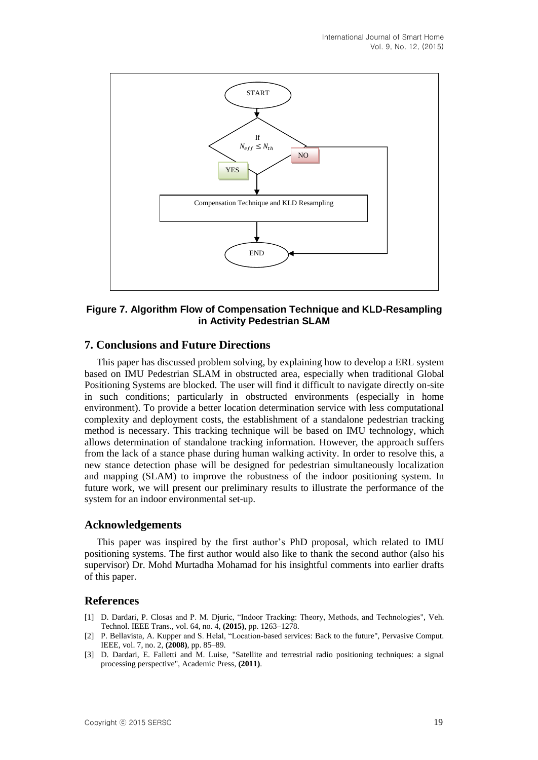Figure 7. Algorithm Flow of Compensation Technique and KLD-Resampling in Activity Pedestrian SLAM

## 7. Conclusions and Future Directions

This paper has discussed problem solving, by explaining how to develop a ERL system based on IMU Pedestrian SLAM in obstructed area, especially when traditional Global Positioning Systems are blocked. The user will find it difficult to navigate directly on-site in such conditions; particularly in obstructed environments (especially in home environment). To provide a better location determination service with less computational complexity and deployment costs, the establishment of a standalone pedestrian tracking method is necessary. This tracking technique will be based on IMU technology, which allows determination of standalone tracking information. However, the approach suffers from the lack of a stance phase during human walking activity. In order to resolve this, a new stance detection phase will be designed for pedestrian simultaneously localization and mapping (SLAM) to improve the robustness of the indoor positioning system. In future work, we will present our preliminary results to illustrate the performance of the system for an indoor environmental set-up.

## Acknowledgements

This paper was inspired by the first author's PhD proposal, which related to IMU positioning systems. The first author would also like to thank the second author (also his supervisor) Dr. Mohd Murtadha Mohamad for his insightful comments into earlier drafts of this paper.

## References

[1] D. Dardari, P. Closas and P. M. Djuric, "Indoor Tracking: Theory, Methods, and Technologies", Veh. Technol. IEEE Trans., vol. 64, no. 4, **(2015)**, pp. 1263–1278.

[2] P. Bellavista, A. Kupper and S. Helal, "Location-based services: Back to the future", Pervasive Comput. IEEE, vol. 7, no. 2, **(2008)**, pp. 85–89.

[3] D. Dardari, E. Falletti and M. Luise, "Satellite and terrestrial radio positioning techniques: a signal processing perspective", Academic Press, **(2011)**.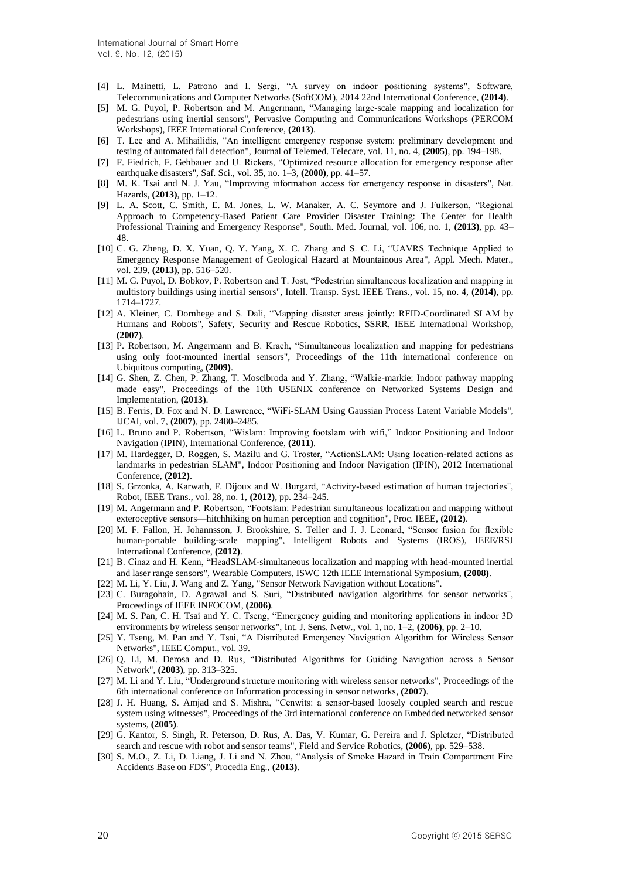[4] L. Mainetti, L. Patrono and I. Sergi, "A survey on indoor positioning systems", Software, Telecommunications and Computer Networks (SoftCOM), 2014 22nd International Conference, **(2014)**.

[5] M. G. Puyol, P. Robertson and M. Angermann, "Managing large-scale mapping and localization for pedestrians using inertial sensors", Pervasive Computing and Communications Workshops (PERCOM Workshops), IEEE International Conference, **(2013)**.

[6] T. Lee and A. Mihailidis, "An intelligent emergency response system: preliminary development and testing of automated fall detection", Journal of Telemed. Telecare, vol. 11, no. 4, **(2005)**, pp. 194–198.

[7] F. Fiedrich, F. Gehbauer and U. Rickers, "Optimized resource allocation for emergency response after earthquake disasters", Saf. Sci., vol. 35, no. 1–3, **(2000)**, pp. 41–57.

[8] M. K. Tsai and N. J. Yau, "Improving information access for emergency response in disasters", Nat. Hazards, **(2013)**, pp. 1–12.

[9] L. A. Scott, C. Smith, E. M. Jones, L. W. Manaker, A. C. Seymore and J. Fulkerson, "Regional Approach to Competency-Based Patient Care Provider Disaster Training: The Center for Health Professional Training and Emergency Response", South. Med. Journal, vol. 106, no. 1, **(2013)**, pp. 43–48.

[10] C. G. Zheng, D. X. Yuan, Q. Y. Yang, X. C. Zhang and S. C. Li, "UAVRS Technique Applied to Emergency Response Management of Geological Hazard at Mountainous Area", Appl. Mech. Mater., vol. 239, **(2013)**, pp. 516–520.

[11] M. G. Puyol, D. Bobkov, P. Robertson and T. Jost, "Pedestrian simultaneous localization and mapping in multistory buildings using inertial sensors", Intell. Transp. Syst. IEEE Trans., vol. 15, no. 4, **(2014)**, pp. 1714–1727.

[12] A. Kleiner, C. Dornhege and S. Dali, "Mapping disaster areas jointly: RFID-Coordinated SLAM by Hurnans and Robots", Safety, Security and Rescue Robotics, SSRR, IEEE International Workshop, **(2007)**.

[13] P. Robertson, M. Angermann and B. Krach, "Simultaneous localization and mapping for pedestrians using only foot-mounted inertial sensors", Proceedings of the 11th international conference on Ubiquitous computing, **(2009)**.

[14] G. Shen, Z. Chen, P. Zhang, T. Moscibroda and Y. Zhang, "Walkie-markie: Indoor pathway mapping made easy", Proceedings of the 10th USENIX conference on Networked Systems Design and Implementation, **(2013)**.

[15] B. Ferris, D. Fox and N. D. Lawrence, "WiFi-SLAM Using Gaussian Process Latent Variable Models", IJCAI, vol. 7, **(2007)**, pp. 2480–2485.

[16] L. Bruno and P. Robertson, "Wislam: Improving footslam with wifi," Indoor Positioning and Indoor Navigation (IPIN), International Conference, **(2011)**.

[17] M. Hardegger, D. Roggen, S. Mazilu and G. Troster, "ActionSLAM: Using location-related actions as landmarks in pedestrian SLAM", Indoor Positioning and Indoor Navigation (IPIN), 2012 International Conference, **(2012)**.

[18] S. Grzonka, A. Karwath, F. Dijoux and W. Burgard, "Activity-based estimation of human trajectories", Robot, IEEE Trans., vol. 28, no. 1, **(2012)**, pp. 234–245.

[19] M. Angermann and P. Robertson, "Footslam: Pedestrian simultaneous localization and mapping without exteroceptive sensors—hitchhiking on human perception and cognition", Proc. IEEE, **(2012)**.

[20] M. F. Fallon, H. Johannsson, J. Brookshire, S. Teller and J. J. Leonard, "Sensor fusion for flexible human-portable building-scale mapping", Intelligent Robots and Systems (IROS), IEEE/RSJ International Conference, **(2012)**.

[21] B. Cinaz and H. Kenn, "HeadSLAM-simultaneous localization and mapping with head-mounted inertial and laser range sensors", Wearable Computers, ISWC 12th IEEE International Symposium, **(2008)**.

[22] M. Li, Y. Liu, J. Wang and Z. Yang, "Sensor Network Navigation without Locations".

[23] C. Buragohain, D. Agrawal and S. Suri, "Distributed navigation algorithms for sensor networks", Proceedings of IEEE INFOCOM, **(2006)**.

[24] M. S. Pan, C. H. Tsai and Y. C. Tseng, "Emergency guiding and monitoring applications in indoor 3D environments by wireless sensor networks", Int. J. Sens. Netw., vol. 1, no. 1–2, **(2006)**, pp. 2–10.

[25] Y. Tseng, M. Pan and Y. Tsai, "A Distributed Emergency Navigation Algorithm for Wireless Sensor Networks", IEEE Comput., vol. 39.

[26] Q. Li, M. Derosa and D. Rus, "Distributed Algorithms for Guiding Navigation across a Sensor Network", **(2003)**, pp. 313–325.

[27] M. Li and Y. Liu, "Underground structure monitoring with wireless sensor networks", Proceedings of the 6th international conference on Information processing in sensor networks, **(2007)**.

[28] J. H. Huang, S. Amjad and S. Mishra, "Cenwits: a sensor-based loosely coupled search and rescue system using witnesses", Proceedings of the 3rd international conference on Embedded networked sensor systems, **(2005)**.

[29] G. Kantor, S. Singh, R. Peterson, D. Rus, A. Das, V. Kumar, G. Pereira and J. Spletzer, "Distributed search and rescue with robot and sensor teams", Field and Service Robotics, **(2006)**, pp. 529–538.

[30] S. M.O., Z. Li, D. Liang, J. Li and N. Zhou, "Analysis of Smoke Hazard in Train Compartment Fire Accidents Base on FDS", Procedia Eng., **(2013)**.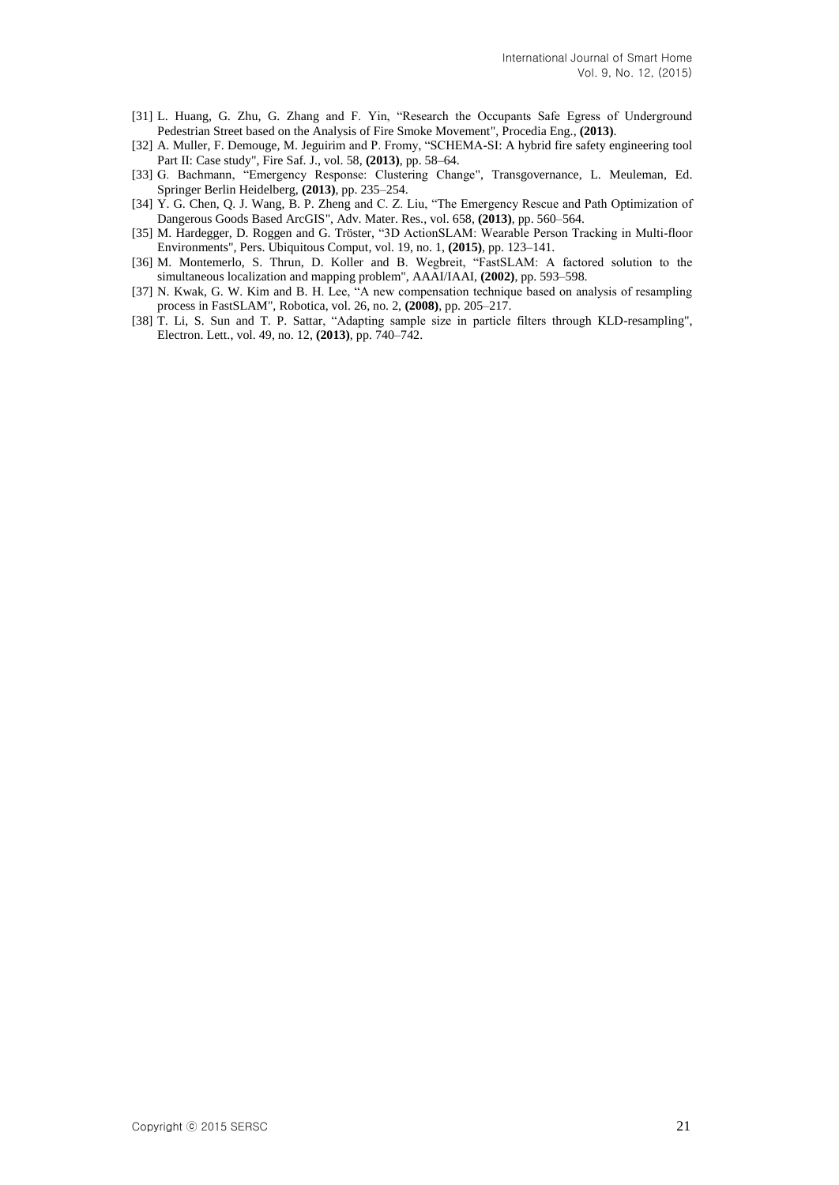[31] L. Huang, G. Zhu, G. Zhang and F. Yin, "Research the Occupants Safe Egress of Underground Pedestrian Street based on the Analysis of Fire Smoke Movement", Procedia Eng., **(2013)**.

[32] A. Muller, F. Demouge, M. Jeguirim and P. Fromy, "SCHEMA-SI: A hybrid fire safety engineering tool Part II: Case study", Fire Saf. J., vol. 58, **(2013)**, pp. 58–64.

[33] G. Bachmann, "Emergency Response: Clustering Change", Transgovernance, L. Meuleman, Ed. Springer Berlin Heidelberg, **(2013)**, pp. 235–254.

[34] Y. G. Chen, Q. J. Wang, B. P. Zheng and C. Z. Liu, "The Emergency Rescue and Path Optimization of Dangerous Goods Based ArcGIS", Adv. Mater. Res., vol. 658, **(2013)**, pp. 560–564.

[35] M. Hardegger, D. Roggen and G. Tröster, "3D ActionSLAM: Wearable Person Tracking in Multi-floor Environments", Pers. Ubiquitous Comput, vol. 19, no. 1, **(2015)**, pp. 123–141.

[36] M. Montemerlo, S. Thrun, D. Koller and B. Wegbreit, "FastSLAM: A factored solution to the simultaneous localization and mapping problem", AAAI/IAAI, **(2002)**, pp. 593–598.

[37] N. Kwak, G. W. Kim and B. H. Lee, "A new compensation technique based on analysis of resampling process in FastSLAM", Robotica, vol. 26, no. 2, **(2008)**, pp. 205–217.

[38] T. Li, S. Sun and T. P. Sattar, "Adapting sample size in particle filters through KLD-resampling", Electron. Lett., vol. 49, no. 12, **(2013)**, pp. 740–742.